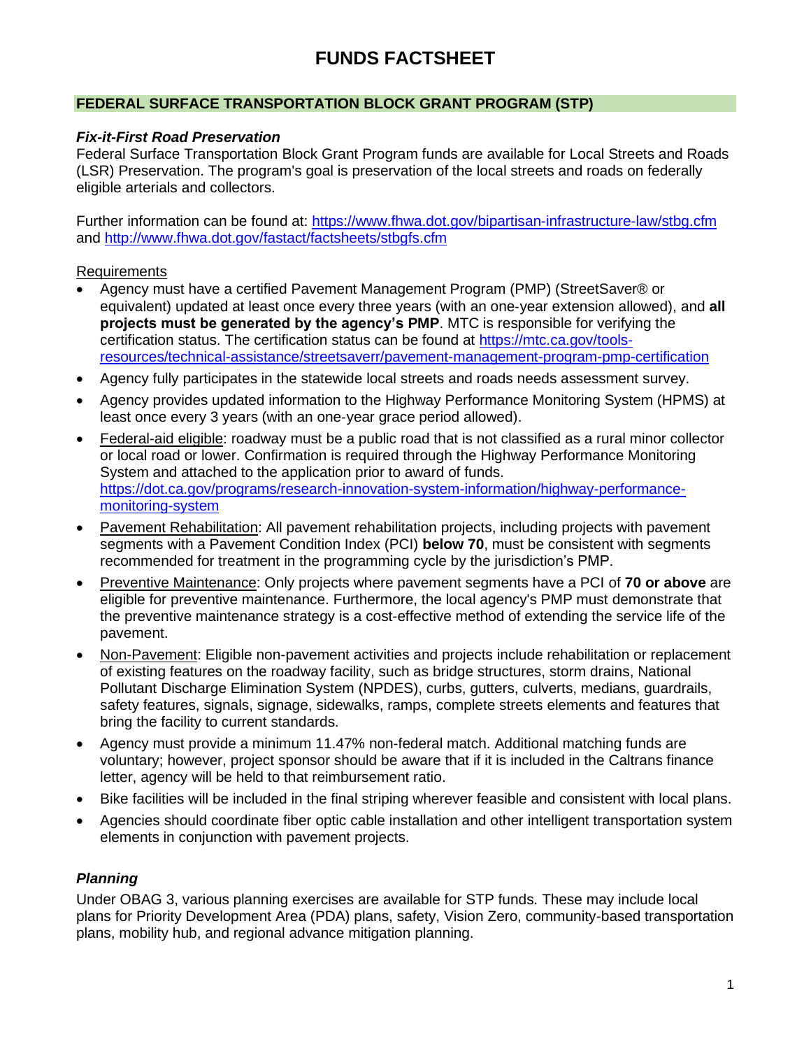# FUNDS FACTSHEET

## FEDERAL SURFACE TRANSPORTATION BLOCK GRANT PROGRAM (STP)

### *Fix-it-First Road Preservation*

Federal Surface Transportation Block Grant Program funds are available for Local Streets and Roads (LSR) Preservation. The program's goal is preservation of the local streets and roads on federally eligible arterials and collectors.

Further information can be found at: https://www.fhwa.dot.gov/bipartisan-infrastructure-law/stbg.cfm and http://www.fhwa.dot.gov/fastact/factsheets/stbgfs.cfm

Requirements

- Agency must have a certified Pavement Management Program (PMP) (StreetSaver® or equivalent) updated at least once every three years (with an one-year extension allowed), and **all projects must be generated by the agency's PMP**. MTC is responsible for verifying the certification status. The certification status can be found at https://mtc.ca.gov/tools-resources/technical-assistance/streetsaverr/pavement-management-program-pmp-certification
- Agency fully participates in the statewide local streets and roads needs assessment survey.
- Agency provides updated information to the Highway Performance Monitoring System (HPMS) at least once every 3 years (with an one-year grace period allowed).
- Federal-aid eligible: roadway must be a public road that is not classified as a rural minor collector or local road or lower. Confirmation is required through the Highway Performance Monitoring System and attached to the application prior to award of funds. https://dot.ca.gov/programs/research-innovation-system-information/highway-performance-monitoring-system
- Pavement Rehabilitation: All pavement rehabilitation projects, including projects with pavement segments with a Pavement Condition Index (PCI) **below 70**, must be consistent with segments recommended for treatment in the programming cycle by the jurisdiction's PMP.
- Preventive Maintenance: Only projects where pavement segments have a PCI of **70 or above** are eligible for preventive maintenance. Furthermore, the local agency's PMP must demonstrate that the preventive maintenance strategy is a cost-effective method of extending the service life of the pavement.
- Non-Pavement: Eligible non-pavement activities and projects include rehabilitation or replacement of existing features on the roadway facility, such as bridge structures, storm drains, National Pollutant Discharge Elimination System (NPDES), curbs, gutters, culverts, medians, guardrails, safety features, signals, signage, sidewalks, ramps, complete streets elements and features that bring the facility to current standards.
- Agency must provide a minimum 11.47% non-federal match. Additional matching funds are voluntary; however, project sponsor should be aware that if it is included in the Caltrans finance letter, agency will be held to that reimbursement ratio.
- Bike facilities will be included in the final striping wherever feasible and consistent with local plans.
- Agencies should coordinate fiber optic cable installation and other intelligent transportation system elements in conjunction with pavement projects.

### *Planning*

Under OBAG 3, various planning exercises are available for STP funds. These may include local plans for Priority Development Area (PDA) plans, safety, Vision Zero, community-based transportation plans, mobility hub, and regional advance mitigation planning.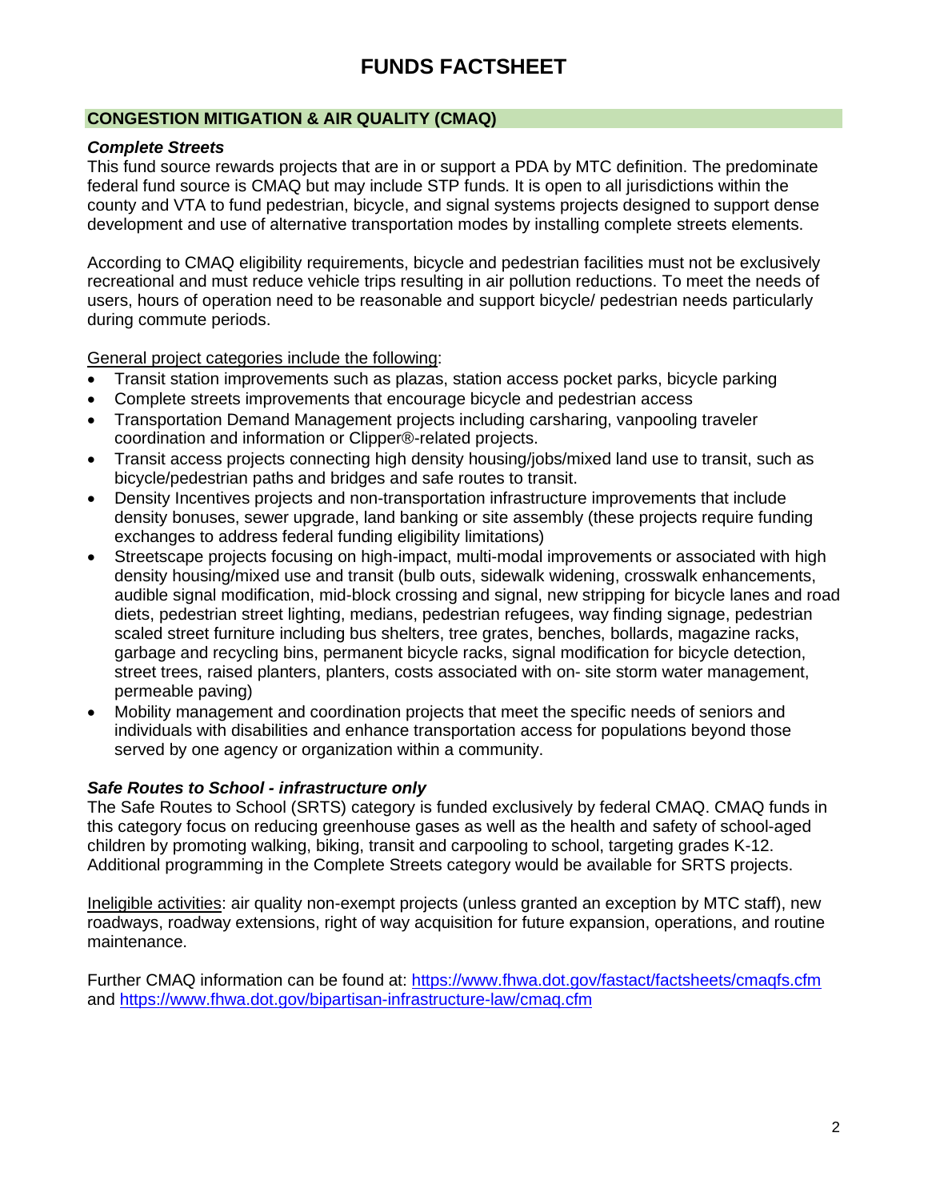# FUNDS FACTSHEET

## CONGESTION MITIGATION & AIR QUALITY (CMAQ)

***Complete Streets***

This fund source rewards projects that are in or support a PDA by MTC definition. The predominate federal fund source is CMAQ but may include STP funds. It is open to all jurisdictions within the county and VTA to fund pedestrian, bicycle, and signal systems projects designed to support dense development and use of alternative transportation modes by installing complete streets elements.

According to CMAQ eligibility requirements, bicycle and pedestrian facilities must not be exclusively recreational and must reduce vehicle trips resulting in air pollution reductions. To meet the needs of users, hours of operation need to be reasonable and support bicycle/ pedestrian needs particularly during commute periods.

<u>General project categories include the following</u>:

- Transit station improvements such as plazas, station access pocket parks, bicycle parking
- Complete streets improvements that encourage bicycle and pedestrian access
- Transportation Demand Management projects including carsharing, vanpooling traveler coordination and information or Clipper®-related projects.
- Transit access projects connecting high density housing/jobs/mixed land use to transit, such as bicycle/pedestrian paths and bridges and safe routes to transit.
- Density Incentives projects and non-transportation infrastructure improvements that include density bonuses, sewer upgrade, land banking or site assembly (these projects require funding exchanges to address federal funding eligibility limitations)
- Streetscape projects focusing on high-impact, multi-modal improvements or associated with high density housing/mixed use and transit (bulb outs, sidewalk widening, crosswalk enhancements, audible signal modification, mid-block crossing and signal, new stripping for bicycle lanes and road diets, pedestrian street lighting, medians, pedestrian refugees, way finding signage, pedestrian scaled street furniture including bus shelters, tree grates, benches, bollards, magazine racks, garbage and recycling bins, permanent bicycle racks, signal modification for bicycle detection, street trees, raised planters, planters, costs associated with on- site storm water management, permeable paving)
- Mobility management and coordination projects that meet the specific needs of seniors and individuals with disabilities and enhance transportation access for populations beyond those served by one agency or organization within a community.

***Safe Routes to School - infrastructure only***

The Safe Routes to School (SRTS) category is funded exclusively by federal CMAQ. CMAQ funds in this category focus on reducing greenhouse gases as well as the health and safety of school-aged children by promoting walking, biking, transit and carpooling to school, targeting grades K-12. Additional programming in the Complete Streets category would be available for SRTS projects.

<u>Ineligible activities</u>: air quality non-exempt projects (unless granted an exception by MTC staff), new roadways, roadway extensions, right of way acquisition for future expansion, operations, and routine maintenance.

Further CMAQ information can be found at: https://www.fhwa.dot.gov/fastact/factsheets/cmaqfs.cfm and https://www.fhwa.dot.gov/bipartisan-infrastructure-law/cmaq.cfm